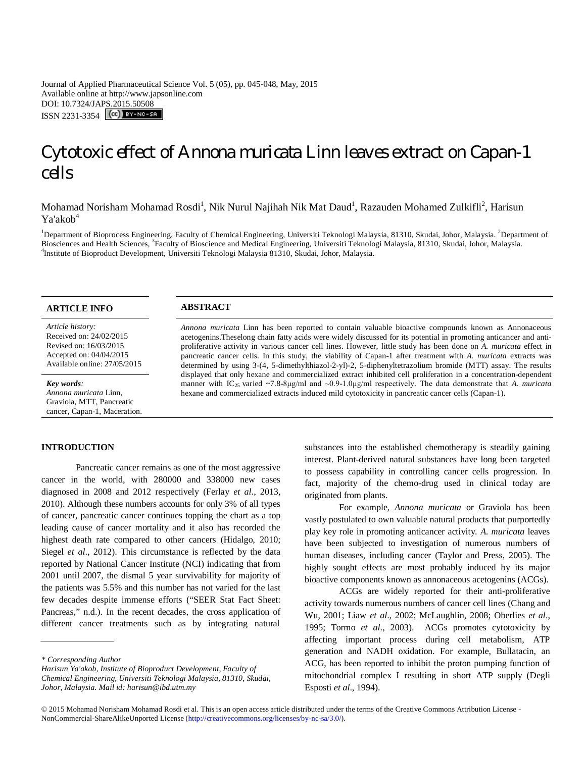Journal of Applied Pharmaceutical Science Vol. 5 (05), pp. 045-048, May, 2015
Available online at http://www.japsonline.com
DOI: 10.7324/JAPS.2015.50508
ISSN 2231-3354

# Cytotoxic effect of Annona muricata Linn leaves extract on Capan-1 cells

Mohamad Norisham Mohamad Rosdi[1], Nik Nurul Najihah Nik Mat Daud[1], Razauden Mohamed Zulkifli[2], Harisun Ya'akob[4]

[1]Department of Bioprocess Engineering, Faculty of Chemical Engineering, Universiti Teknologi Malaysia, 81310, Skudai, Johor, Malaysia. [2]Department of Biosciences and Health Sciences, [3]Faculty of Bioscience and Medical Engineering, Universiti Teknologi Malaysia, 81310, Skudai, Johor, Malaysia.
[4]Institute of Bioproduct Development, Universiti Teknologi Malaysia 81310, Skudai, Johor, Malaysia.

## ARTICLE INFO

*Article history:*
Received on: 24/02/2015
Revised on: 16/03/2015
Accepted on: 04/04/2015
Available online: 27/05/2015

***Key words:***
*Annona muricata* Linn, Graviola, MTT, Pancreatic cancer, Capan-1, Maceration.

## ABSTRACT

*Annona muricata* Linn has been reported to contain valuable bioactive compounds known as Annonaceous acetogenins.Theselong chain fatty acids were widely discussed for its potential in promoting anticancer and anti-proliferative activity in various cancer cell lines. However, little study has been done on *A. muricata* effect in pancreatic cancer cells. In this study, the viability of Capan-1 after treatment with *A. muricata* extracts was determined by using 3-(4, 5-dimethylthiazol-2-yl)-2, 5-diphenyltetrazolium bromide (MTT) assay. The results displayed that only hexane and commercialized extract inhibited cell proliferation in a concentration-dependent manner with $IC_{25}$ varied ~7.8-8μg/ml and ~0.9-1.0μg/ml respectively. The data demonstrate that *A. muricata* hexane and commercialized extracts induced mild cytotoxicity in pancreatic cancer cells (Capan-1).

## INTRODUCTION

Pancreatic cancer remains as one of the most aggressive cancer in the world, with 280000 and 338000 new cases diagnosed in 2008 and 2012 respectively (Ferlay *et al*., 2013, 2010). Although these numbers accounts for only 3% of all types of cancer, pancreatic cancer continues topping the chart as a top leading cause of cancer mortality and it also has recorded the highest death rate compared to other cancers (Hidalgo, 2010; Siegel *et al*., 2012). This circumstance is reflected by the data reported by National Cancer Institute (NCI) indicating that from 2001 until 2007, the dismal 5 year survivability for majority of the patients was 5.5% and this number has not varied for the last few decades despite immense efforts ("SEER Stat Fact Sheet: Pancreas," n.d.). In the recent decades, the cross application of different cancer treatments such as by integrating natural substances into the established chemotherapy is steadily gaining interest. Plant-derived natural substances have long been targeted to possess capability in controlling cancer cells progression. In fact, majority of the chemo-drug used in clinical today are originated from plants.

For example, *Annona muricata* or Graviola has been vastly postulated to own valuable natural products that purportedly play key role in promoting anticancer activity. *A. muricata* leaves have been subjected to investigation of numerous numbers of human diseases, including cancer (Taylor and Press, 2005). The highly sought effects are most probably induced by its major bioactive components known as annonaceous acetogenins (ACGs).

ACGs are widely reported for their anti-proliferative activity towards numerous numbers of cancer cell lines (Chang and Wu, 2001; Liaw *et al*., 2002; McLaughlin, 2008; Oberlies *et al*., 1995; Tormo *et al*., 2003). ACGs promotes cytotoxicity by affecting important process during cell metabolism, ATP generation and NADH oxidation. For example, Bullatacin, an ACG, has been reported to inhibit the proton pumping function of mitochondrial complex I resulting in short ATP supply (Degli Esposti *et al*., 1994).

---

*\* Corresponding Author*
*Harisun Ya'akob, Institute of Bioproduct Development, Faculty of Chemical Engineering, Universiti Teknologi Malaysia, 81310, Skudai, Johor, Malaysia. Mail id: harisun@ibd.utm.my*

© 2015 Mohamad Norisham Mohamad Rosdi et al. This is an open access article distributed under the terms of the Creative Commons Attribution License -NonCommercial-ShareAlikeUnported License (http://creativecommons.org/licenses/by-nc-sa/3.0/).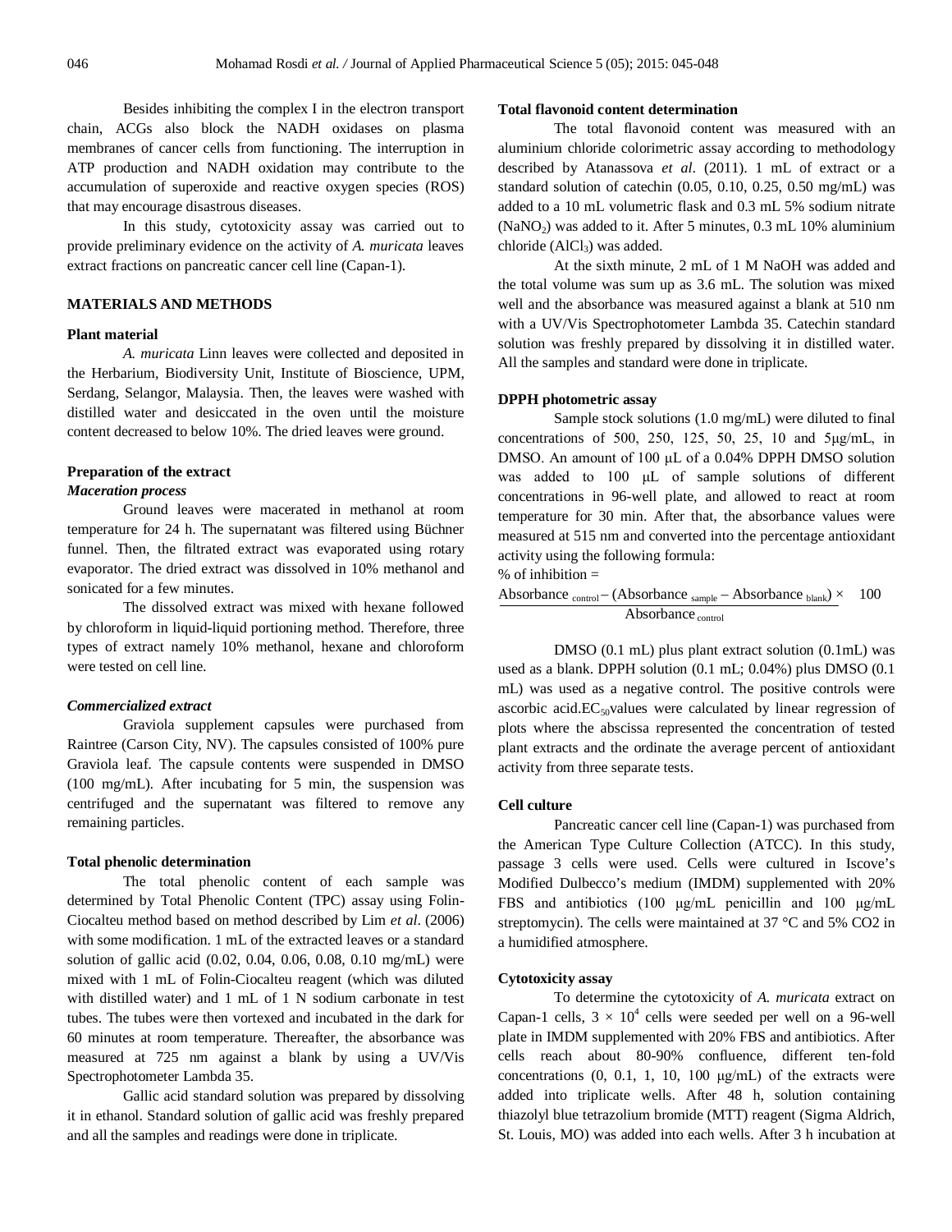Besides inhibiting the complex I in the electron transport chain, ACGs also block the NADH oxidases on plasma membranes of cancer cells from functioning. The interruption in ATP production and NADH oxidation may contribute to the accumulation of superoxide and reactive oxygen species (ROS) that may encourage disastrous diseases.

In this study, cytotoxicity assay was carried out to provide preliminary evidence on the activity of *A. muricata* leaves extract fractions on pancreatic cancer cell line (Capan-1).

## MATERIALS AND METHODS

### Plant material

*A. muricata* Linn leaves were collected and deposited in the Herbarium, Biodiversity Unit, Institute of Bioscience, UPM, Serdang, Selangor, Malaysia. Then, the leaves were washed with distilled water and desiccated in the oven until the moisture content decreased to below 10%. The dried leaves were ground.

### Preparation of the extract

#### *Maceration process*

Ground leaves were macerated in methanol at room temperature for 24 h. The supernatant was filtered using Büchner funnel. Then, the filtrated extract was evaporated using rotary evaporator. The dried extract was dissolved in 10% methanol and sonicated for a few minutes.

The dissolved extract was mixed with hexane followed by chloroform in liquid-liquid portioning method. Therefore, three types of extract namely 10% methanol, hexane and chloroform were tested on cell line.

#### *Commercialized extract*

Graviola supplement capsules were purchased from Raintree (Carson City, NV). The capsules consisted of 100% pure Graviola leaf. The capsule contents were suspended in DMSO (100 mg/mL). After incubating for 5 min, the suspension was centrifuged and the supernatant was filtered to remove any remaining particles.

### Total phenolic determination

The total phenolic content of each sample was determined by Total Phenolic Content (TPC) assay using Folin-Ciocalteu method based on method described by Lim *et al*. (2006) with some modification. 1 mL of the extracted leaves or a standard solution of gallic acid (0.02, 0.04, 0.06, 0.08, 0.10 mg/mL) were mixed with 1 mL of Folin-Ciocalteu reagent (which was diluted with distilled water) and 1 mL of 1 N sodium carbonate in test tubes. The tubes were then vortexed and incubated in the dark for 60 minutes at room temperature. Thereafter, the absorbance was measured at 725 nm against a blank by using a UV/Vis Spectrophotometer Lambda 35.

Gallic acid standard solution was prepared by dissolving it in ethanol. Standard solution of gallic acid was freshly prepared and all the samples and readings were done in triplicate.

### Total flavonoid content determination

The total flavonoid content was measured with an aluminium chloride colorimetric assay according to methodology described by Atanassova *et al*. (2011). 1 mL of extract or a standard solution of catechin (0.05, 0.10, 0.25, 0.50 mg/mL) was added to a 10 mL volumetric flask and 0.3 mL 5% sodium nitrate ($NaNO_2$) was added to it. After 5 minutes, 0.3 mL 10% aluminium chloride ($AlCl_3$) was added.

At the sixth minute, 2 mL of 1 M NaOH was added and the total volume was sum up as 3.6 mL. The solution was mixed well and the absorbance was measured against a blank at 510 nm with a UV/Vis Spectrophotometer Lambda 35. Catechin standard solution was freshly prepared by dissolving it in distilled water. All the samples and standard were done in triplicate.

### DPPH photometric assay

Sample stock solutions (1.0 mg/mL) were diluted to final concentrations of 500, 250, 125, 50, 25, 10 and 5μg/mL, in DMSO. An amount of 100 μL of a 0.04% DPPH DMSO solution was added to 100 μL of sample solutions of different concentrations in 96-well plate, and allowed to react at room temperature for 30 min. After that, the absorbance values were measured at 515 nm and converted into the percentage antioxidant activity using the following formula:

% of inhibition =

$$\frac{\text{Absorbance}_{\text{control}} - (\text{Absorbance}_{\text{sample}} - \text{Absorbance}_{\text{blank}})}{\text{Absorbance}_{\text{control}}} \times 100$$

DMSO (0.1 mL) plus plant extract solution (0.1mL) was used as a blank. DPPH solution (0.1 mL; 0.04%) plus DMSO (0.1 mL) was used as a negative control. The positive controls were ascorbic acid.$EC_{50}$values were calculated by linear regression of plots where the abscissa represented the concentration of tested plant extracts and the ordinate the average percent of antioxidant activity from three separate tests.

### Cell culture

Pancreatic cancer cell line (Capan-1) was purchased from the American Type Culture Collection (ATCC). In this study, passage 3 cells were used. Cells were cultured in Iscove's Modified Dulbecco's medium (IMDM) supplemented with 20% FBS and antibiotics (100 μg/mL penicillin and 100 μg/mL streptomycin). The cells were maintained at 37 °C and 5% CO2 in a humidified atmosphere.

### Cytotoxicity assay

To determine the cytotoxicity of *A. muricata* extract on Capan-1 cells, $3 \times 10^4$ cells were seeded per well on a 96-well plate in IMDM supplemented with 20% FBS and antibiotics. After cells reach about 80-90% confluence, different ten-fold concentrations (0, 0.1, 1, 10, 100 μg/mL) of the extracts were added into triplicate wells. After 48 h, solution containing thiazolyl blue tetrazolium bromide (MTT) reagent (Sigma Aldrich, St. Louis, MO) was added into each wells. After 3 h incubation at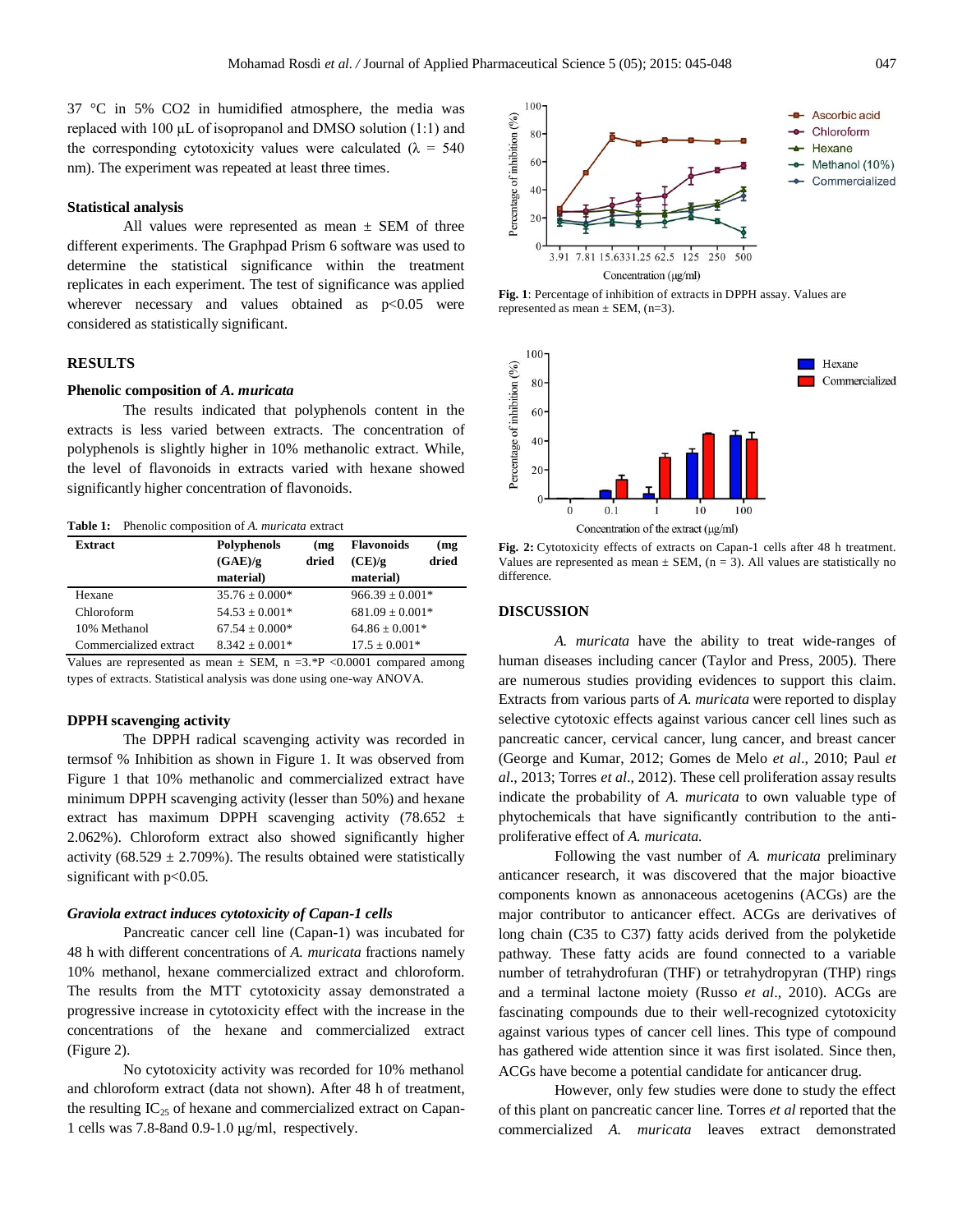37 °C in 5% CO2 in humidified atmosphere, the media was replaced with 100 μL of isopropanol and DMSO solution (1:1) and the corresponding cytotoxicity values were calculated (λ = 540 nm). The experiment was repeated at least three times.

### Statistical analysis

All values were represented as mean ± SEM of three different experiments. The Graphpad Prism 6 software was used to determine the statistical significance within the treatment replicates in each experiment. The test of significance was applied wherever necessary and values obtained as $p<0.05$ were considered as statistically significant.

## RESULTS

### Phenolic composition of *A. muricata*

The results indicated that polyphenols content in the extracts is less varied between extracts. The concentration of polyphenols is slightly higher in 10% methanolic extract. While, the level of flavonoids in extracts varied with hexane showed significantly higher concentration of flavonoids.

**Table 1:** Phenolic composition of *A. muricata* extract

| Extract | Polyphenols (mg (GAE)/g dried material) | Flavonoids (mg (CE)/g dried material) |
|---|---|---|
| Hexane | 35.76 ± 0.000* | 966.39 ± 0.001* |
| Chloroform | 54.53 ± 0.001* | 681.09 ± 0.001* |
| 10% Methanol | 67.54 ± 0.000* | 64.86 ± 0.001* |
| Commercialized extract | 8.342 ± 0.001* | 17.5 ± 0.001* |

Values are represented as mean ± SEM, n =3.*P <0.0001 compared among types of extracts. Statistical analysis was done using one-way ANOVA.

### DPPH scavenging activity

The DPPH radical scavenging activity was recorded in termsof % Inhibition as shown in Figure 1. It was observed from Figure 1 that 10% methanolic and commercialized extract have minimum DPPH scavenging activity (lesser than 50%) and hexane extract has maximum DPPH scavenging activity (78.652 ± 2.062%). Chloroform extract also showed significantly higher activity (68.529 ± 2.709%). The results obtained were statistically significant with $p<0.05$.

### *Graviola extract induces cytotoxicity of Capan-1 cells*

Pancreatic cancer cell line (Capan-1) was incubated for 48 h with different concentrations of *A. muricata* fractions namely 10% methanol, hexane commercialized extract and chloroform. The results from the MTT cytotoxicity assay demonstrated a progressive increase in cytotoxicity effect with the increase in the concentrations of the hexane and commercialized extract (Figure 2).

No cytotoxicity activity was recorded for 10% methanol and chloroform extract (data not shown). After 48 h of treatment, the resulting $IC_{25}$ of hexane and commercialized extract on Capan-1 cells was 7.8-8and 0.9-1.0 μg/ml, respectively.

**Fig. 1**: Percentage of inhibition of extracts in DPPH assay. Values are represented as mean ± SEM, (n=3).

**Fig. 2:** Cytotoxicity effects of extracts on Capan-1 cells after 48 h treatment. Values are represented as mean ± SEM, (n = 3). All values are statistically no difference.

## DISCUSSION

*A. muricata* have the ability to treat wide-ranges of human diseases including cancer (Taylor and Press, 2005). There are numerous studies providing evidences to support this claim. Extracts from various parts of *A. muricata* were reported to display selective cytotoxic effects against various cancer cell lines such as pancreatic cancer, cervical cancer, lung cancer, and breast cancer (George and Kumar, 2012; Gomes de Melo *et al*., 2010; Paul *et al*., 2013; Torres *et al*., 2012). These cell proliferation assay results indicate the probability of *A. muricata* to own valuable type of phytochemicals that have significantly contribution to the anti-proliferative effect of *A. muricata.*

Following the vast number of *A. muricata* preliminary anticancer research, it was discovered that the major bioactive components known as annonaceous acetogenins (ACGs) are the major contributor to anticancer effect. ACGs are derivatives of long chain (C35 to C37) fatty acids derived from the polyketide pathway. These fatty acids are found connected to a variable number of tetrahydrofuran (THF) or tetrahydropyran (THP) rings and a terminal lactone moiety (Russo *et al*., 2010). ACGs are fascinating compounds due to their well-recognized cytotoxicity against various types of cancer cell lines. This type of compound has gathered wide attention since it was first isolated. Since then, ACGs have become a potential candidate for anticancer drug.

However, only few studies were done to study the effect of this plant on pancreatic cancer line. Torres *et al* reported that the commercialized *A. muricata* leaves extract demonstrated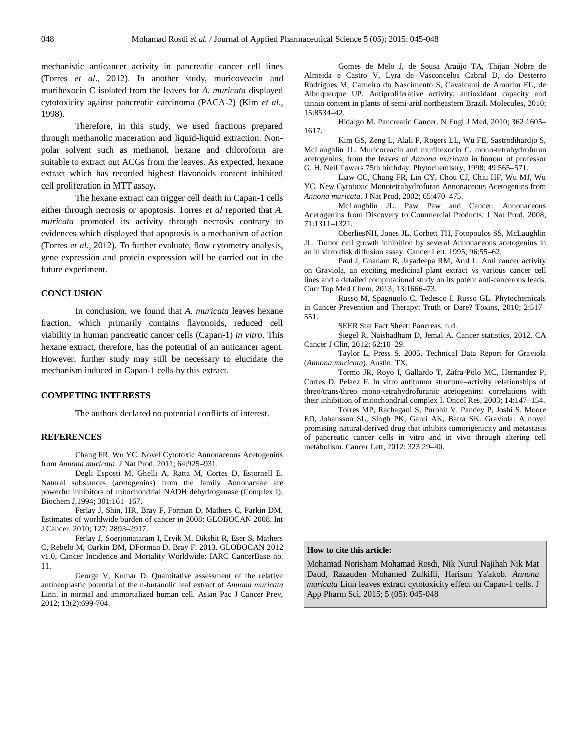mechanistic anticancer activity in pancreatic cancer cell lines (Torres *et al*., 2012). In another study, muricoveacin and murihexocin C isolated from the leaves for *A. muricata* displayed cytotoxicity against pancreatic carcinoma (PACA-2) (Kim *et al*., 1998).

Therefore, in this study, we used fractions prepared through methanolic maceration and liquid-liquid extraction. Non-polar solvent such as methanol, hexane and chloroform are suitable to extract out ACGs from the leaves. As expected, hexane extract which has recorded highest flavonoids content inhibited cell proliferation in MTT assay.

The hexane extract can trigger cell death in Capan-1 cells either through necrosis or apoptosis. Torres *et al* reported that *A. muricata* promoted its activity through necrosis contrary to evidences which displayed that apoptosis is a mechanism of action (Torres *et al*., 2012). To further evaluate, flow cytometry analysis, gene expression and protein expression will be carried out in the future experiment.

## CONCLUSION

In conclusion, we found that *A. muricata* leaves hexane fraction, which primarily contains flavonoids, reduced cell viability in human pancreatic cancer cells (Capan-1) *in vitro*. This hexane extract, therefore, has the potential of an anticancer agent. However, further study may still be necessary to elucidate the mechanism induced in Capan-1 cells by this extract.

## COMPETING INTERESTS

The authors declared no potential conflicts of interest.

## REFERENCES

Chang FR, Wu YC. Novel Cytotoxic Annonaceous Acetogenins from *Annona muricata*. J Nat Prod, 2011; 64:925–931.

Degli Esposti M, Ghelli A, Ratta M, Cortes D, Estornell E. Natural substances (acetogenins) from the family Annonaceae are powerful inhibitors of mitochondrial NADH dehydrogenase (Complex I). Biochem J,1994; 301:161–167.

Ferlay J, Shin, HR, Bray F, Forman D, Mathers C, Parkin DM. Estimates of worldwide burden of cancer in 2008: GLOBOCAN 2008. Int J Cancer, 2010; 127: 2893–2917.

Ferlay J, Soerjomataram I, Ervik M, Dikshit R, Eser S, Mathers C, Rebelo M, Oarkin DM, DForman D, Bray F. 2013. GLOBOCAN 2012 v1.0, Cancer Incidence and Mortality Worldwide: IARC CancerBase no. 11.

George V, Kumar D. Quantitative assessment of the relative antineoplastic potential of the n-butanolic leaf extract of *Annona muricata* Linn. in normal and immortalized human cell. Asian Pac J Cancer Prev, 2012; 13(2):699-704.

Gomes de Melo J, de Sousa Araújo TA, Thijan Nobre de Almeida e Castro V, Lyra de Vasconcelos Cabral D, do Desterro Rodrigues M, Carneiro do Nascimento S, Cavalcanti de Amorim EL, de Albuquerque UP. Antiproliferative activity, antioxidant capacity and tannin content in plants of semi-arid northeastern Brazil. Molecules, 2010; 15:8534–42.

Hidalgo M. Pancreatic Cancer. N Engl J Med, 2010; 362:1605–1617.

Kim GS, Zeng L, Alali F, Rogers LL, Wu FE, Sastrodihardjo S, McLaughlin JL. Muricoreacin and murihexocin C, mono-tetrahydrofuran acetogenins, from the leaves of *Annona muricata* in honour of professor G. H. Neil Towers 75th birthday. Phytochemistry, 1998; 49:565–571.

Liaw CC, Chang FR, Lin CY, Chou CJ, Chiu HF, Wu MJ, Wu YC. New Cytotoxic Monotetrahydrofuran Annonaceous Acetogenins from *Annona muricata*. J Nat Prod, 2002; 65:470–475.

McLaughlin JL. Paw Paw and Cancer: Annonaceous Acetogenins from Discovery to Commercial Products. J Nat Prod, 2008; 71:1311–1321.

OberliesNH, Jones JL, Corbett TH, Fotopoulos SS, McLaughlin JL. Tumor cell growth inhibition by several Annonaceous acetogenins in an in vitro disk diffusion assay. Cancer Lett, 1995; 96:55–62.

Paul J, Gnanam R, Jayadeepa RM, Arul L. Anti cancer activity on Graviola, an exciting medicinal plant extract vs various cancer cell lines and a detailed computational study on its potent anti-cancerous leads. Curr Top Med Chem, 2013; 13:1666–73.

Russo M, Spagnuolo C, Tedesco I, Russo GL. Phytochemicals in Cancer Prevention and Therapy: Truth or Dare? Toxins, 2010; 2:517–551.

SEER Stat Fact Sheet: Pancreas, n.d.

Siegel R, Naishadham D, Jemal A. Cancer statistics, 2012. CA Cancer J Clin, 2012; 62:10–29.

Taylor L, Press S. 2005. Technical Data Report for Graviola (*Annona muricata*). Austin, TX.

Tormo JR, Royo I, Gallardo T, Zafra-Polo MC, Hernandez P, Cortes D, Pelaez F. In vitro antitumor structure–activity relationships of threo/trans/threo mono-tetrahydrofuranic acetogenins: correlations with their inhibition of mitochondrial complex I. Oncol Res, 2003; 14:147–154.

Torres MP, Rachagani S, Purohit V, Pandey P, Joshi S, Moore ED, Johansson SL, Singh PK, Ganti AK, Batra SK. Graviola: A novel promising natural-derived drug that inhibits tumorigenicity and metastasis of pancreatic cancer cells in vitro and in vivo through altering cell metabolism. Cancer Lett, 2012; 323:29–40.

**How to cite this article:**

Mohamad Norisham Mohamad Rosdi, Nik Nurul Najihah Nik Mat Daud, Razauden Mohamed Zulkifli, Harisun Ya'akob. *Annona muricata* Linn leaves extract cytotoxicity effect on Capan-1 cells. J App Pharm Sci, 2015; 5 (05): 045-048